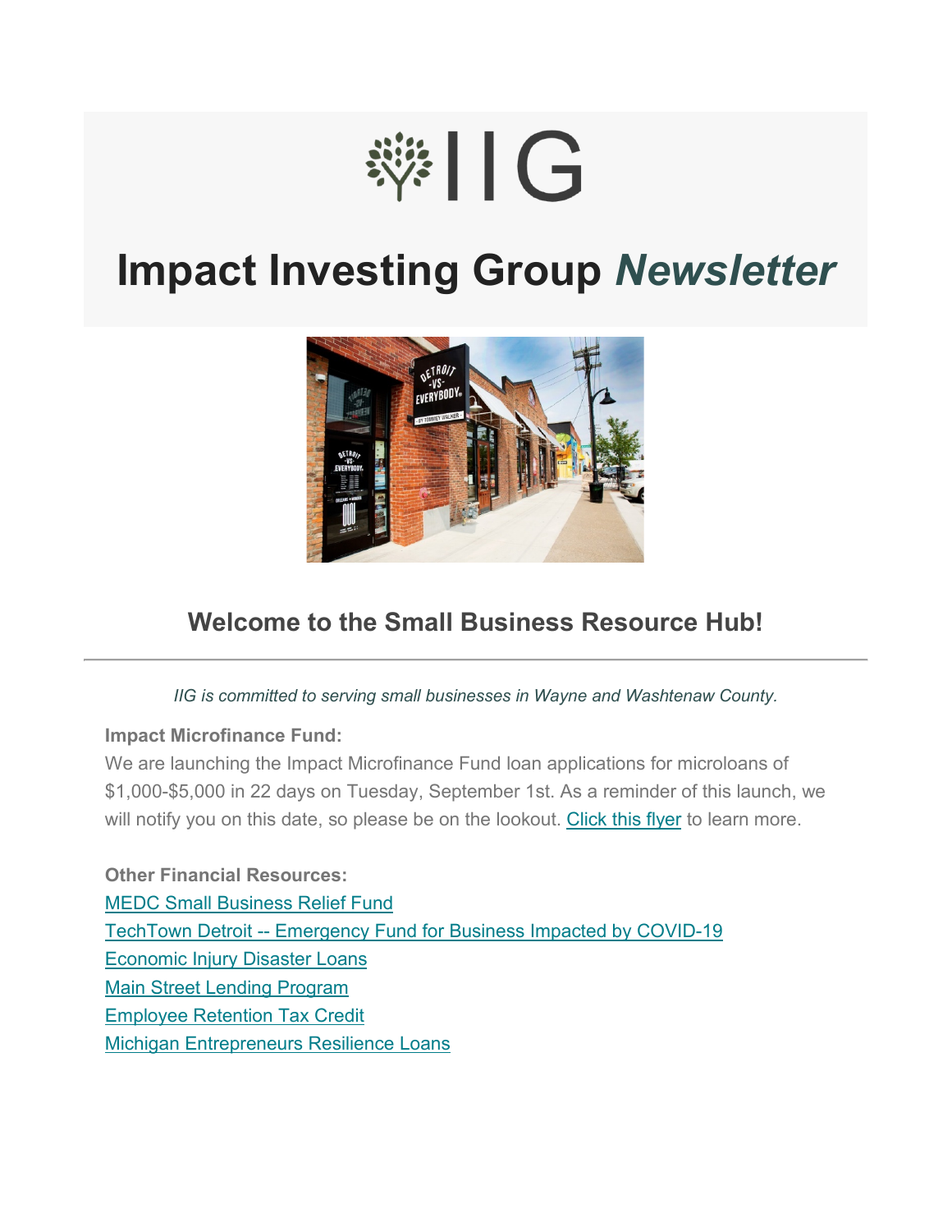IIG

# Impact Investing Group *Newsletter*

## Welcome to the Small Business Resource Hub!

---

*IIG is committed to serving small businesses in Wayne and Washtenaw County.*

**Impact Microfinance Fund:**
We are launching the Impact Microfinance Fund loan applications for microloans of $1,000-$5,000 in 22 days on Tuesday, September 1st. As a reminder of this launch, we will notify you on this date, so please be on the lookout. Click this flyer to learn more.

**Other Financial Resources:**
MEDC Small Business Relief Fund
TechTown Detroit -- Emergency Fund for Business Impacted by COVID-19
Economic Injury Disaster Loans
Main Street Lending Program
Employee Retention Tax Credit
Michigan Entrepreneurs Resilience Loans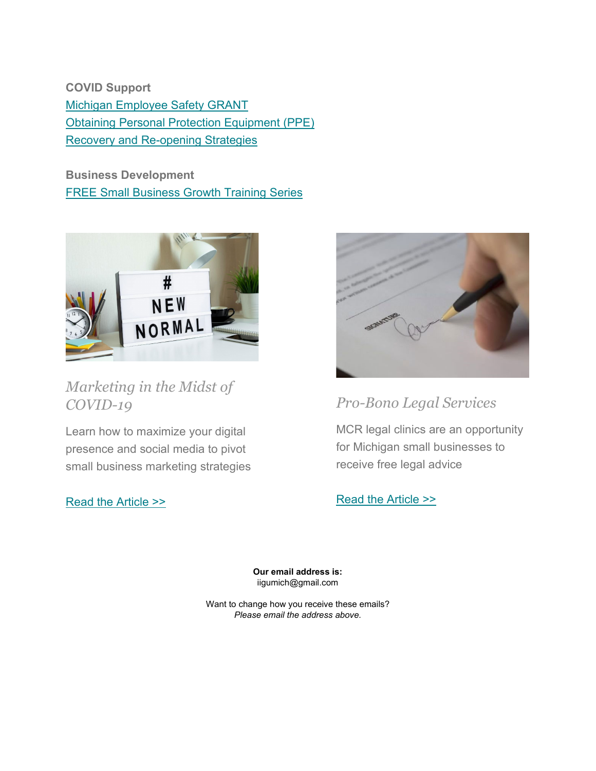**COVID Support**

[Michigan Employee Safety GRANT](#)
[Obtaining Personal Protection Equipment (PPE)](#)
[Recovery and Re-opening Strategies](#)

**Business Development**

[FREE Small Business Growth Training Series](#)

### *Marketing in the Midst of COVID-19*

Learn how to maximize your digital presence and social media to pivot small business marketing strategies

[Read the Article >>](#)

### *Pro-Bono Legal Services*

MCR legal clinics are an opportunity for Michigan small businesses to receive free legal advice

[Read the Article >>](#)

**Our email address is:**
iigumich@gmail.com

Want to change how you receive these emails?
*Please email the address above.*